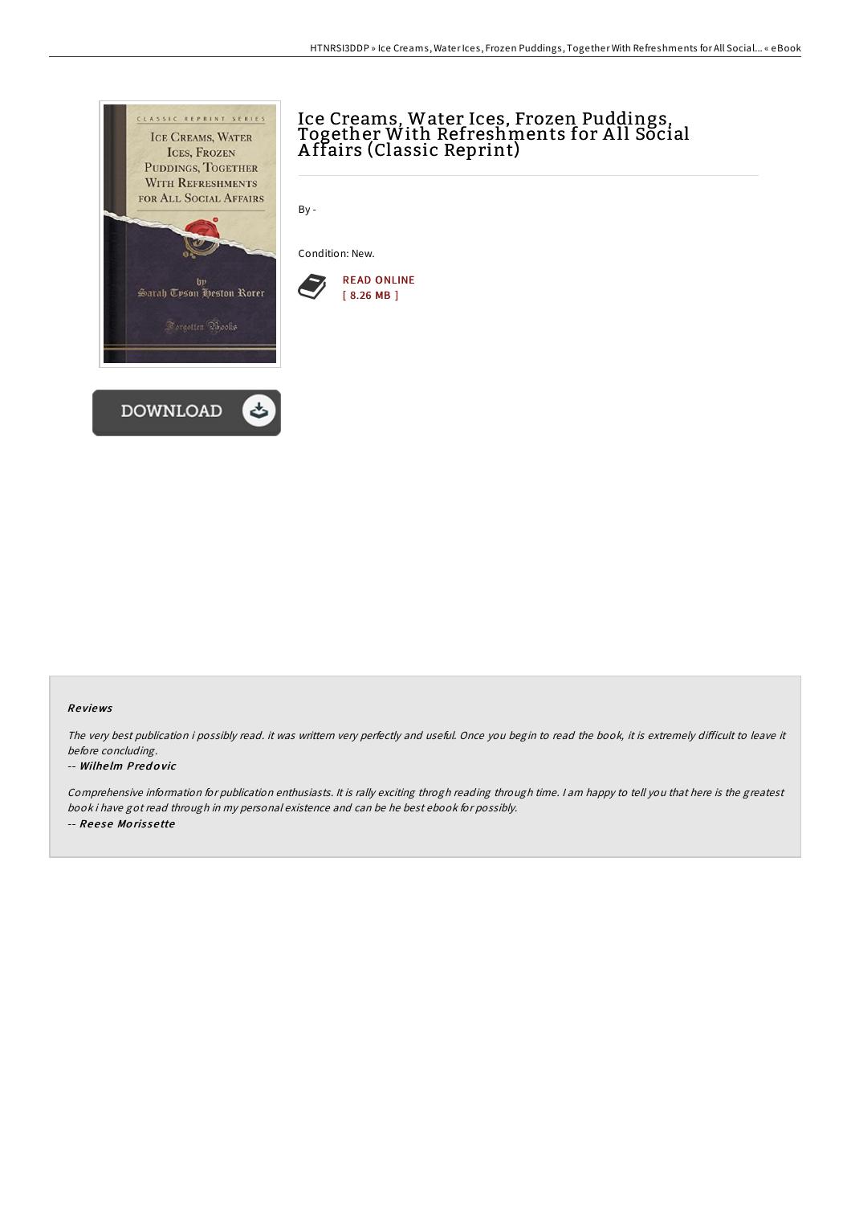# Ice Creams, Water Ices, Frozen Puddings, Together With Refreshments for All Social Affairs (Classic Reprint)

By -

Condition: New.

READ ONLINE
[ 8.26 MB ]

DOWNLOAD

### Reviews

*The very best publication i possibly read. it was writtern very perfectly and useful. Once you begin to read the book, it is extremely difficult to leave it before concluding.*

-- **Wilhelm Predovic**

*Comprehensive information for publication enthusiasts. It is rally exciting throgh reading through time. I am happy to tell you that here is the greatest book i have got read through in my personal existence and can be he best ebook for possibly.*

-- **Reese Morissette**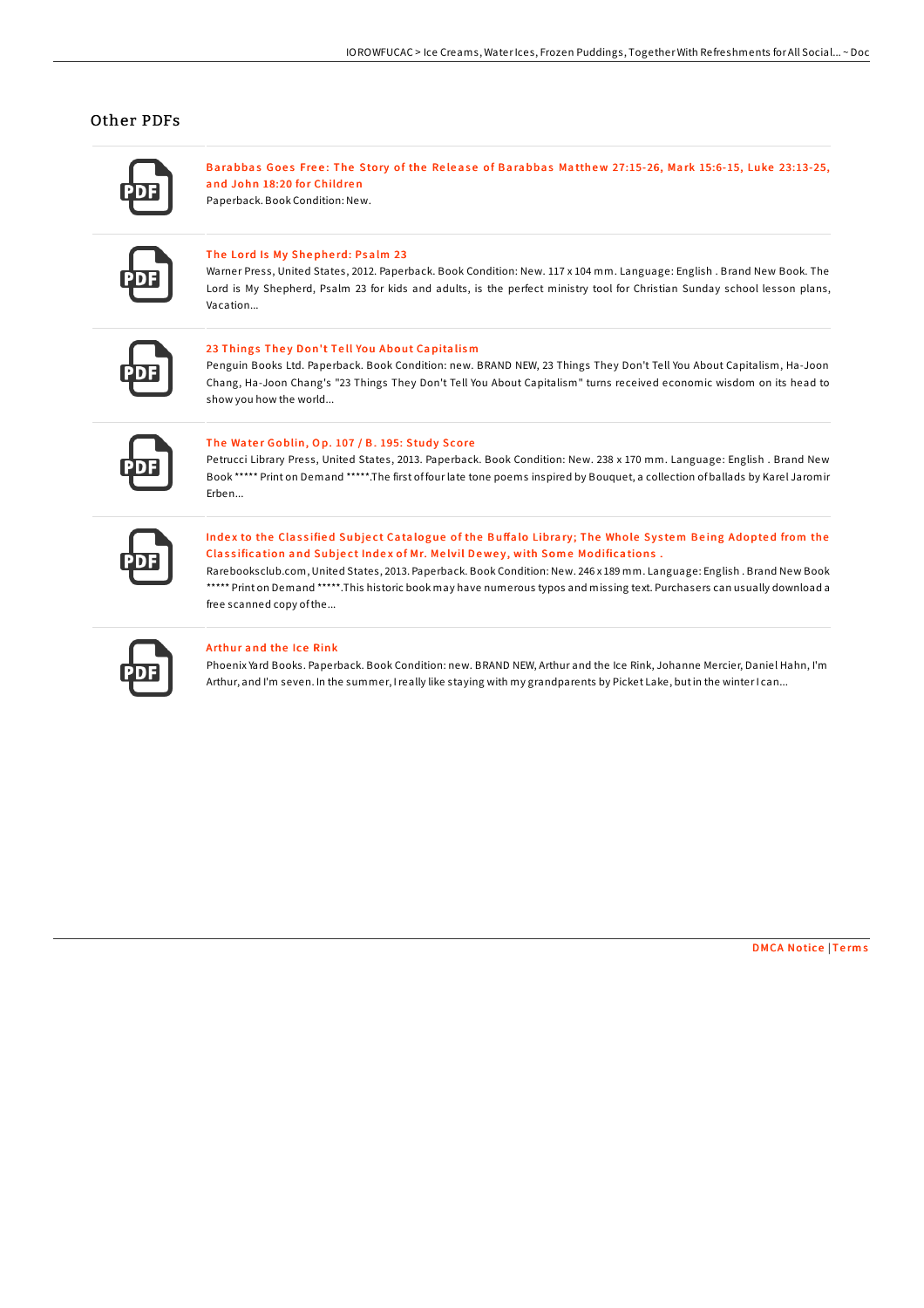## Other PDFs

**Barabbas Goes Free: The Story of the Release of Barabbas Matthew 27:15-26, Mark 15:6-15, Luke 23:13-25, and John 18:20 for Children**

Paperback. Book Condition: New.

**The Lord Is My Shepherd: Psalm 23**

Warner Press, United States, 2012. Paperback. Book Condition: New. 117 x 104 mm. Language: English . Brand New Book. The Lord is My Shepherd, Psalm 23 for kids and adults, is the perfect ministry tool for Christian Sunday school lesson plans, Vacation...

**23 Things They Don't Tell You About Capitalism**

Penguin Books Ltd. Paperback. Book Condition: new. BRAND NEW, 23 Things They Don't Tell You About Capitalism, Ha-Joon Chang, Ha-Joon Chang's "23 Things They Don't Tell You About Capitalism" turns received economic wisdom on its head to show you how the world...

**The Water Goblin, Op. 107 / B. 195: Study Score**

Petrucci Library Press, United States, 2013. Paperback. Book Condition: New. 238 x 170 mm. Language: English . Brand New Book ***** Print on Demand *****.The first of four late tone poems inspired by Bouquet, a collection of ballads by Karel Jaromir Erben...

**Index to the Classified Subject Catalogue of the Buffalo Library; The Whole System Being Adopted from the Classification and Subject Index of Mr. Melvil Dewey, with Some Modifications .**

Rarebooksclub.com, United States, 2013. Paperback. Book Condition: New. 246 x 189 mm. Language: English . Brand New Book ***** Print on Demand *****.This historic book may have numerous typos and missing text. Purchasers can usually download a free scanned copy of the...

**Arthur and the Ice Rink**

Phoenix Yard Books. Paperback. Book Condition: new. BRAND NEW, Arthur and the Ice Rink, Johanne Mercier, Daniel Hahn, I'm Arthur, and I'm seven. In the summer, I really like staying with my grandparents by Picket Lake, but in the winter I can...